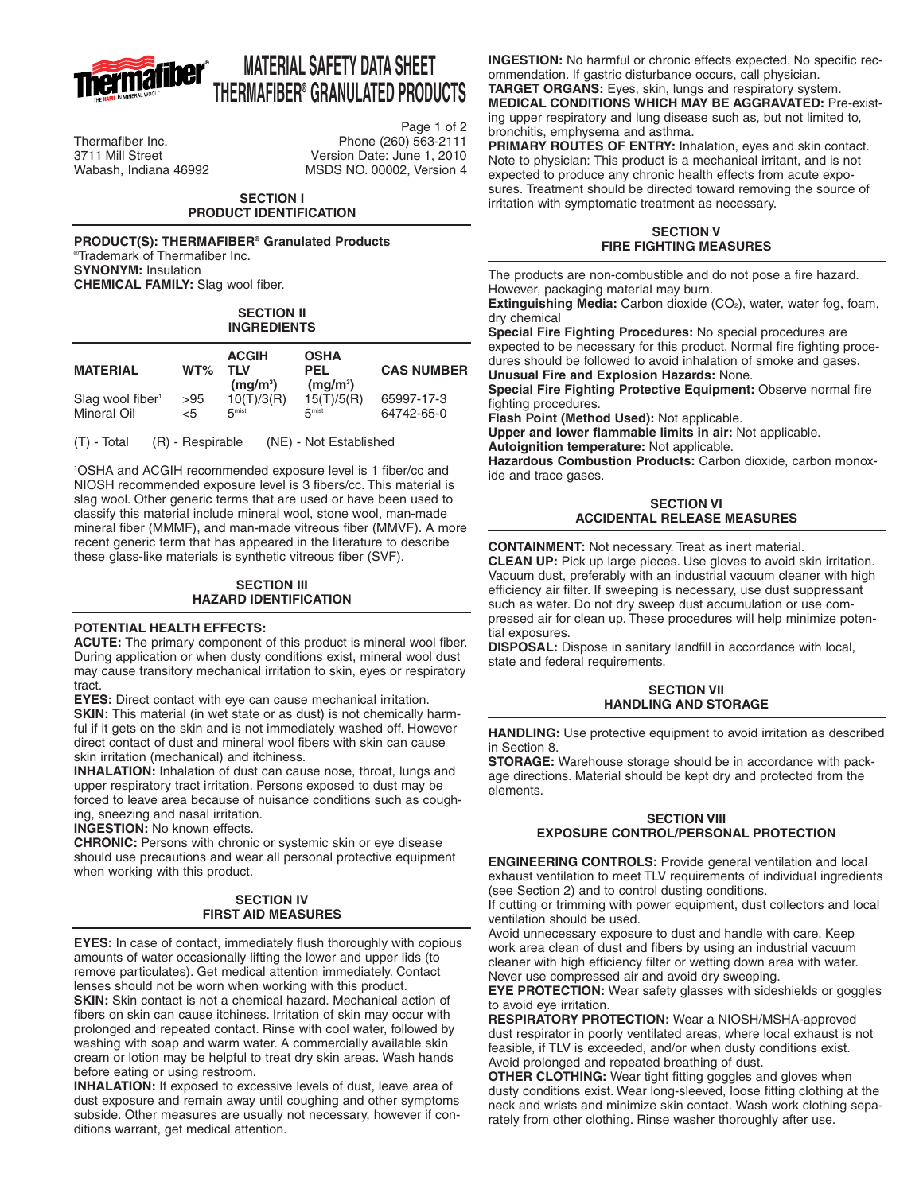# MATERIAL SAFETY DATA SHEET
# THERMAFIBER® GRANULATED PRODUCTS

Thermafiber Inc.
3711 Mill Street
Wabash, Indiana 46992

Phone (260) 563-2111
Version Date: June 1, 2010
MSDS NO. 00002, Version 4

## SECTION I
## PRODUCT IDENTIFICATION

**PRODUCT(S): THERMAFIBER® Granulated Products**
®Trademark of Thermafiber Inc.
**SYNONYM:** Insulation
**CHEMICAL FAMILY:** Slag wool fiber.

## SECTION II
## INGREDIENTS

| MATERIAL | WT% | ACGIH TLV (mg/m³) | OSHA PEL (mg/m³) | CAS NUMBER |
|---|---|---|---|---|
| Slag wool fiber[1] | >95 | 10(T)/3(R) | 15(T)/5(R) | 65997-17-3 |
| Mineral Oil | <5 | 5[mist] | 5[mist] | 64742-65-0 |

(T) - Total (R) - Respirable (NE) - Not Established

[1]OSHA and ACGIH recommended exposure level is 1 fiber/cc and NIOSH recommended exposure level is 3 fibers/cc. This material is slag wool. Other generic terms that are used or have been used to classify this material include mineral wool, stone wool, man-made mineral fiber (MMMF), and man-made vitreous fiber (MMVF). A more recent generic term that has appeared in the literature to describe these glass-like materials is synthetic vitreous fiber (SVF).

## SECTION III
## HAZARD IDENTIFICATION

**POTENTIAL HEALTH EFFECTS:**

**ACUTE:** The primary component of this product is mineral wool fiber. During application or when dusty conditions exist, mineral wool dust may cause transitory mechanical irritation to skin, eyes or respiratory tract.

**EYES:** Direct contact with eye can cause mechanical irritation.

**SKIN:** This material (in wet state or as dust) is not chemically harmful if it gets on the skin and is not immediately washed off. However direct contact of dust and mineral wool fibers with skin can cause skin irritation (mechanical) and itchiness.

**INHALATION:** Inhalation of dust can cause nose, throat, lungs and upper respiratory tract irritation. Persons exposed to dust may be forced to leave area because of nuisance conditions such as coughing, sneezing and nasal irritation.

**INGESTION:** No known effects.

**CHRONIC:** Persons with chronic or systemic skin or eye disease should use precautions and wear all personal protective equipment when working with this product.

## SECTION IV
## FIRST AID MEASURES

**EYES:** In case of contact, immediately flush thoroughly with copious amounts of water occasionally lifting the lower and upper lids (to remove particulates). Get medical attention immediately. Contact lenses should not be worn when working with this product.

**SKIN:** Skin contact is not a chemical hazard. Mechanical action of fibers on skin can cause itchiness. Irritation of skin may occur with prolonged and repeated contact. Rinse with cool water, followed by washing with soap and warm water. A commercially available skin cream or lotion may be helpful to treat dry skin areas. Wash hands before eating or using restroom.

**INHALATION:** If exposed to excessive levels of dust, leave area of dust exposure and remain away until coughing and other symptoms subside. Other measures are usually not necessary, however if conditions warrant, get medical attention.

**INGESTION:** No harmful or chronic effects expected. No specific recommendation. If gastric disturbance occurs, call physician.

**TARGET ORGANS:** Eyes, skin, lungs and respiratory system.

**MEDICAL CONDITIONS WHICH MAY BE AGGRAVATED:** Pre-existing upper respiratory and lung disease such as, but not limited to, bronchitis, emphysema and asthma.

**PRIMARY ROUTES OF ENTRY:** Inhalation, eyes and skin contact.
Note to physician: This product is a mechanical irritant, and is not expected to produce any chronic health effects from acute exposures. Treatment should be directed toward removing the source of irritation with symptomatic treatment as necessary.

## SECTION V
## FIRE FIGHTING MEASURES

The products are non-combustible and do not pose a fire hazard. However, packaging material may burn.

**Extinguishing Media:** Carbon dioxide ($CO_2$), water, water fog, foam, dry chemical

**Special Fire Fighting Procedures:** No special procedures are expected to be necessary for this product. Normal fire fighting procedures should be followed to avoid inhalation of smoke and gases.

**Unusual Fire and Explosion Hazards:** None.

**Special Fire Fighting Protective Equipment:** Observe normal fire fighting procedures.

**Flash Point (Method Used):** Not applicable.

**Upper and lower flammable limits in air:** Not applicable.

**Autoignition temperature:** Not applicable.

**Hazardous Combustion Products:** Carbon dioxide, carbon monoxide and trace gases.

## SECTION VI
## ACCIDENTAL RELEASE MEASURES

**CONTAINMENT:** Not necessary. Treat as inert material.

**CLEAN UP:** Pick up large pieces. Use gloves to avoid skin irritation. Vacuum dust, preferably with an industrial vacuum cleaner with high efficiency air filter. If sweeping is necessary, use dust suppressant such as water. Do not dry sweep dust accumulation or use compressed air for clean up. These procedures will help minimize potential exposures.

**DISPOSAL:** Dispose in sanitary landfill in accordance with local, state and federal requirements.

## SECTION VII
## HANDLING AND STORAGE

**HANDLING:** Use protective equipment to avoid irritation as described in Section 8.

**STORAGE:** Warehouse storage should be in accordance with package directions. Material should be kept dry and protected from the elements.

## SECTION VIII
## EXPOSURE CONTROL/PERSONAL PROTECTION

**ENGINEERING CONTROLS:** Provide general ventilation and local exhaust ventilation to meet TLV requirements of individual ingredients (see Section 2) and to control dusting conditions.

If cutting or trimming with power equipment, dust collectors and local ventilation should be used.

Avoid unnecessary exposure to dust and handle with care. Keep work area clean of dust and fibers by using an industrial vacuum cleaner with high efficiency filter or wetting down area with water. Never use compressed air and avoid dry sweeping.

**EYE PROTECTION:** Wear safety glasses with sideshields or goggles to avoid eye irritation.

**RESPIRATORY PROTECTION:** Wear a NIOSH/MSHA-approved dust respirator in poorly ventilated areas, where local exhaust is not feasible, if TLV is exceeded, and/or when dusty conditions exist. Avoid prolonged and repeated breathing of dust.

**OTHER CLOTHING:** Wear tight fitting goggles and gloves when dusty conditions exist. Wear long-sleeved, loose fitting clothing at the neck and wrists and minimize skin contact. Wash work clothing separately from other clothing. Rinse washer thoroughly after use.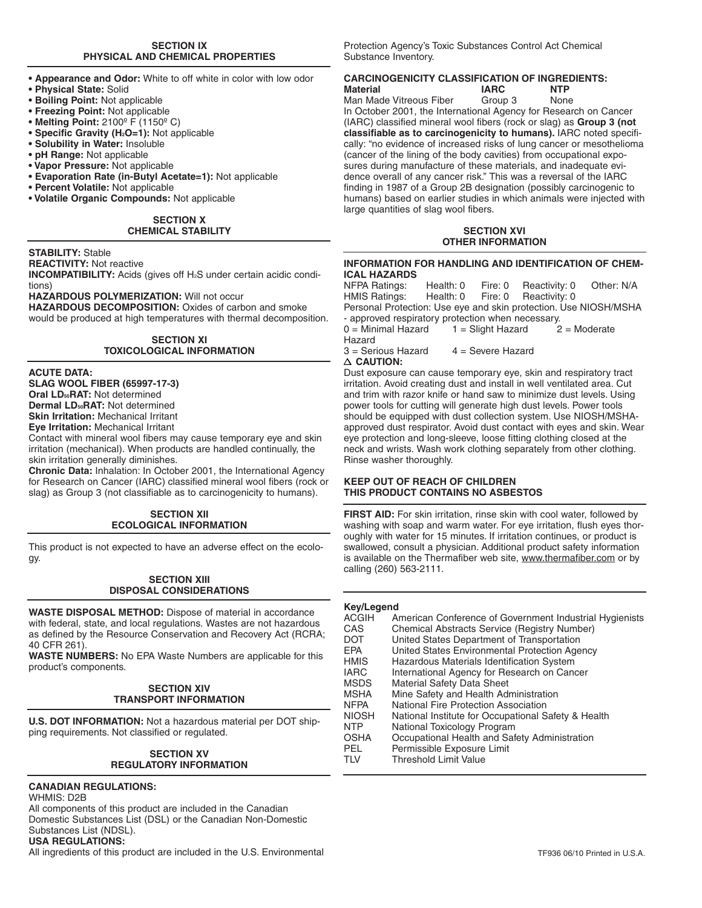## SECTION IX
## PHYSICAL AND CHEMICAL PROPERTIES

- **Appearance and Odor:** White to off white in color with low odor
- **Physical State:** Solid
- **Boiling Point:** Not applicable
- **Freezing Point:** Not applicable
- **Melting Point:** 2100º F (1150º C)
- **Specific Gravity ($H_2O$=1):** Not applicable
- **Solubility in Water:** Insoluble
- **pH Range:** Not applicable
- **Vapor Pressure:** Not applicable
- **Evaporation Rate (in-Butyl Acetate=1):** Not applicable
- **Percent Volatile:** Not applicable
- **Volatile Organic Compounds:** Not applicable

## SECTION X
## CHEMICAL STABILITY

**STABILITY:** Stable
**REACTIVITY:** Not reactive
**INCOMPATIBILITY:** Acids (gives off $H_2S$ under certain acidic conditions)
**HAZARDOUS POLYMERIZATION:** Will not occur
**HAZARDOUS DECOMPOSITION:** Oxides of carbon and smoke would be produced at high temperatures with thermal decomposition.

## SECTION XI
## TOXICOLOGICAL INFORMATION

**ACUTE DATA:**
**SLAG WOOL FIBER (65997-17-3)**
**Oral $LD_{50}$RAT:** Not determined
**Dermal $LD_{50}$RAT:** Not determined
**Skin Irritation:** Mechanical Irritant
**Eye Irritation:** Mechanical Irritant
Contact with mineral wool fibers may cause temporary eye and skin irritation (mechanical). When products are handled continually, the skin irritation generally diminishes.
**Chronic Data:** Inhalation: In October 2001, the International Agency for Research on Cancer (IARC) classified mineral wool fibers (rock or slag) as Group 3 (not classifiable as to carcinogenicity to humans).

## SECTION XII
## ECOLOGICAL INFORMATION

This product is not expected to have an adverse effect on the ecology.

## SECTION XIII
## DISPOSAL CONSIDERATIONS

**WASTE DISPOSAL METHOD:** Dispose of material in accordance with federal, state, and local regulations. Wastes are not hazardous as defined by the Resource Conservation and Recovery Act (RCRA; 40 CFR 261).
**WASTE NUMBERS:** No EPA Waste Numbers are applicable for this product's components.

## SECTION XIV
## TRANSPORT INFORMATION

**U.S. DOT INFORMATION:** Not a hazardous material per DOT shipping requirements. Not classified or regulated.

## SECTION XV
## REGULATORY INFORMATION

**CANADIAN REGULATIONS:**
WHMIS: D2B
All components of this product are included in the Canadian Domestic Substances List (DSL) or the Canadian Non-Domestic Substances List (NDSL).
**USA REGULATIONS:**
All ingredients of this product are included in the U.S. Environmental Protection Agency's Toxic Substances Control Act Chemical Substance Inventory.

**CARCINOGENICITY CLASSIFICATION OF INGREDIENTS:**

| Material | IARC | NTP |
|---|---|---|
| Man Made Vitreous Fiber | Group 3 | None |

In October 2001, the International Agency for Research on Cancer (IARC) classified mineral wool fibers (rock or slag) as **Group 3 (not classifiable as to carcinogenicity to humans).** IARC noted specifically: "no evidence of increased risks of lung cancer or mesothelioma (cancer of the lining of the body cavities) from occupational exposures during manufacture of these materials, and inadequate evidence overall of any cancer risk." This was a reversal of the IARC finding in 1987 of a Group 2B designation (possibly carcinogenic to humans) based on earlier studies in which animals were injected with large quantities of slag wool fibers.

## SECTION XVI
## OTHER INFORMATION

**INFORMATION FOR HANDLING AND IDENTIFICATION OF CHEMICAL HAZARDS**

| | | | | |
|---|---|---|---|---|
| NFPA Ratings: | Health: 0 | Fire: 0 | Reactivity: 0 | Other: N/A |
| HMIS Ratings: | Health: 0 | Fire: 0 | Reactivity: 0 | |

Personal Protection: Use eye and skin protection. Use NIOSH/MSHA - approved respiratory protection when necessary.
0 = Minimal Hazard 1 = Slight Hazard 2 = Moderate Hazard
3 = Serious Hazard 4 = Severe Hazard

**△ CAUTION:**
Dust exposure can cause temporary eye, skin and respiratory tract irritation. Avoid creating dust and install in well ventilated area. Cut and trim with razor knife or hand saw to minimize dust levels. Using power tools for cutting will generate high dust levels. Power tools should be equipped with dust collection system. Use NIOSH/MSHA-approved dust respirator. Avoid dust contact with eyes and skin. Wear eye protection and long-sleeve, loose fitting clothing closed at the neck and wrists. Wash work clothing separately from other clothing. Rinse washer thoroughly.

**KEEP OUT OF REACH OF CHILDREN**
**THIS PRODUCT CONTAINS NO ASBESTOS**

**FIRST AID:** For skin irritation, rinse skin with cool water, followed by washing with soap and warm water. For eye irritation, flush eyes thoroughly with water for 15 minutes. If irritation continues, or product is swallowed, consult a physician. Additional product safety information is available on the Thermafiber web site, www.thermafiber.com or by calling (260) 563-2111.

**Key/Legend**

| | |
|---|---|
| ACGIH | American Conference of Government Industrial Hygienists |
| CAS | Chemical Abstracts Service (Registry Number) |
| DOT | United States Department of Transportation |
| EPA | United States Environmental Protection Agency |
| HMIS | Hazardous Materials Identification System |
| IARC | International Agency for Research on Cancer |
| MSDS | Material Safety Data Sheet |
| MSHA | Mine Safety and Health Administration |
| NFPA | National Fire Protection Association |
| NIOSH | National Institute for Occupational Safety & Health |
| NTP | National Toxicology Program |
| OSHA | Occupational Health and Safety Administration |
| PEL | Permissible Exposure Limit |
| TLV | Threshold Limit Value |

TF936 06/10 Printed in U.S.A.